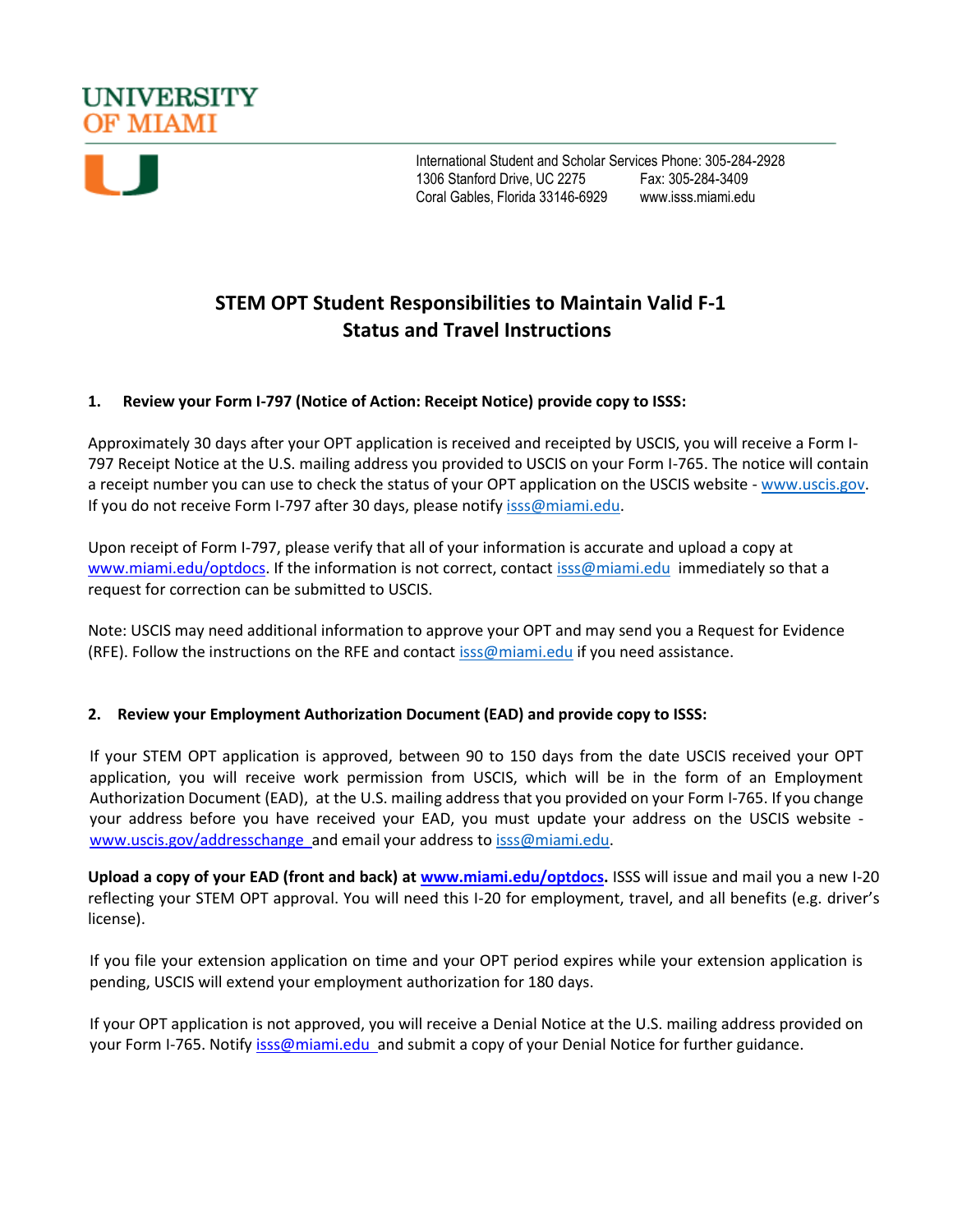UNIVERSITY OF MIAMI

International Student and Scholar Services Phone: 305-284-2928
1306 Stanford Drive, UC 2275 Fax: 305-284-3409
Coral Gables, Florida 33146-6929 www.isss.miami.edu

# STEM OPT Student Responsibilities to Maintain Valid F-1 Status and Travel Instructions

## 1. Review your Form I-797 (Notice of Action: Receipt Notice) provide copy to ISSS:

Approximately 30 days after your OPT application is received and receipted by USCIS, you will receive a Form I-797 Receipt Notice at the U.S. mailing address you provided to USCIS on your Form I-765. The notice will contain a receipt number you can use to check the status of your OPT application on the USCIS website - www.uscis.gov. If you do not receive Form I-797 after 30 days, please notify isss@miami.edu.

Upon receipt of Form I-797, please verify that all of your information is accurate and upload a copy at www.miami.edu/optdocs. If the information is not correct, contact isss@miami.edu immediately so that a request for correction can be submitted to USCIS.

Note: USCIS may need additional information to approve your OPT and may send you a Request for Evidence (RFE). Follow the instructions on the RFE and contact isss@miami.edu if you need assistance.

## 2. Review your Employment Authorization Document (EAD) and provide copy to ISSS:

If your STEM OPT application is approved, between 90 to 150 days from the date USCIS received your OPT application, you will receive work permission from USCIS, which will be in the form of an Employment Authorization Document (EAD), at the U.S. mailing address that you provided on your Form I-765. If you change your address before you have received your EAD, you must update your address on the USCIS website - www.uscis.gov/addresschange and email your address to isss@miami.edu.

**Upload a copy of your EAD (front and back) at www.miami.edu/optdocs.** ISSS will issue and mail you a new I-20 reflecting your STEM OPT approval. You will need this I-20 for employment, travel, and all benefits (e.g. driver's license).

If you file your extension application on time and your OPT period expires while your extension application is pending, USCIS will extend your employment authorization for 180 days.

If your OPT application is not approved, you will receive a Denial Notice at the U.S. mailing address provided on your Form I-765. Notify isss@miami.edu and submit a copy of your Denial Notice for further guidance.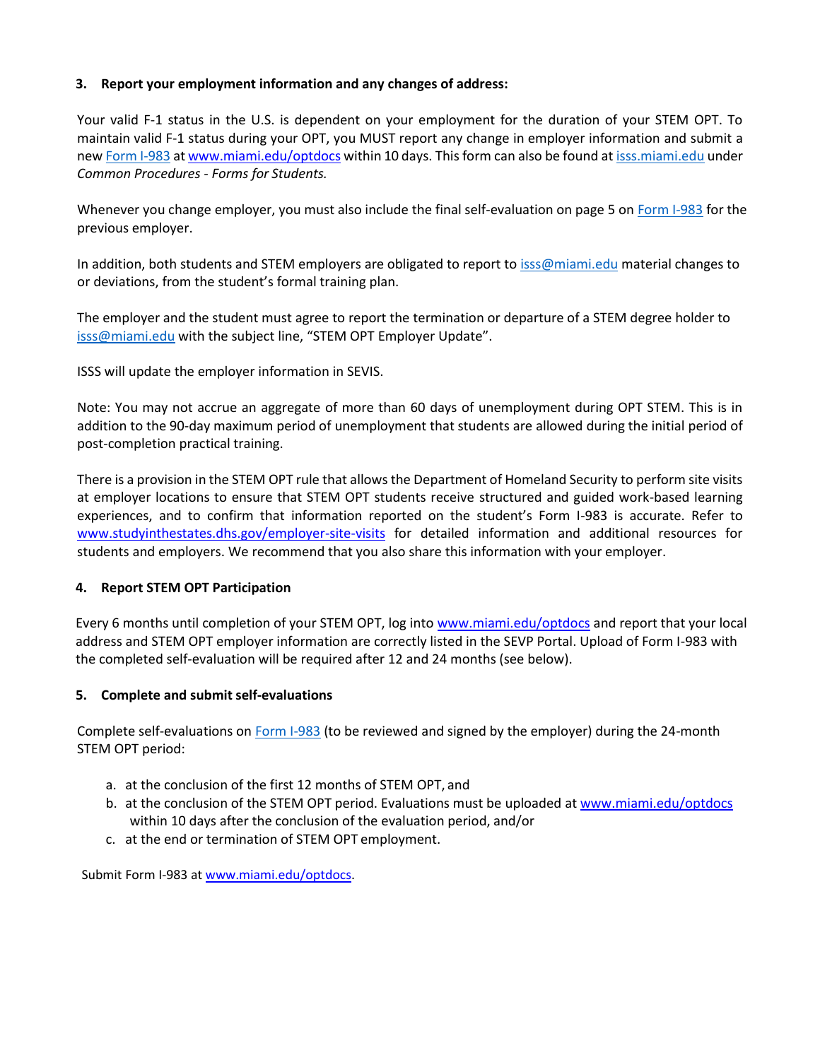### 3. Report your employment information and any changes of address:

Your valid F-1 status in the U.S. is dependent on your employment for the duration of your STEM OPT. To maintain valid F-1 status during your OPT, you MUST report any change in employer information and submit a new Form I-983 at www.miami.edu/optdocs within 10 days. This form can also be found at isss.miami.edu under *Common Procedures - Forms for Students.*

Whenever you change employer, you must also include the final self-evaluation on page 5 on Form I-983 for the previous employer.

In addition, both students and STEM employers are obligated to report to isss@miami.edu material changes to or deviations, from the student's formal training plan.

The employer and the student must agree to report the termination or departure of a STEM degree holder to isss@miami.edu with the subject line, "STEM OPT Employer Update".

ISSS will update the employer information in SEVIS.

Note: You may not accrue an aggregate of more than 60 days of unemployment during OPT STEM. This is in addition to the 90-day maximum period of unemployment that students are allowed during the initial period of post-completion practical training.

There is a provision in the STEM OPT rule that allows the Department of Homeland Security to perform site visits at employer locations to ensure that STEM OPT students receive structured and guided work-based learning experiences, and to confirm that information reported on the student's Form I-983 is accurate. Refer to www.studyinthestates.dhs.gov/employer-site-visits for detailed information and additional resources for students and employers. We recommend that you also share this information with your employer.

### 4. Report STEM OPT Participation

Every 6 months until completion of your STEM OPT, log into www.miami.edu/optdocs and report that your local address and STEM OPT employer information are correctly listed in the SEVP Portal. Upload of Form I-983 with the completed self-evaluation will be required after 12 and 24 months (see below).

### 5. Complete and submit self-evaluations

Complete self-evaluations on Form I-983 (to be reviewed and signed by the employer) during the 24-month STEM OPT period:

a. at the conclusion of the first 12 months of STEM OPT, and
b. at the conclusion of the STEM OPT period. Evaluations must be uploaded at www.miami.edu/optdocs within 10 days after the conclusion of the evaluation period, and/or
c. at the end or termination of STEM OPT employment.

Submit Form I-983 at www.miami.edu/optdocs.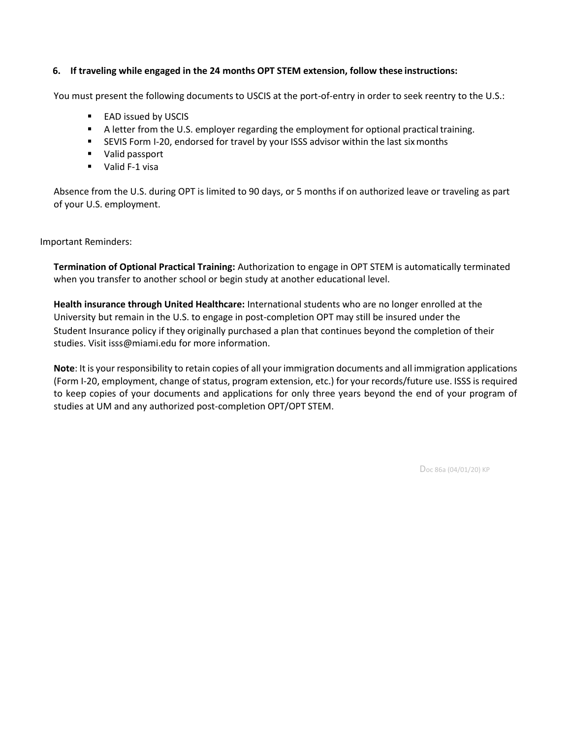6. **If traveling while engaged in the 24 months OPT STEM extension, follow these instructions:**

You must present the following documents to USCIS at the port-of-entry in order to seek reentry to the U.S.:

- EAD issued by USCIS
- A letter from the U.S. employer regarding the employment for optional practical training.
- SEVIS Form I-20, endorsed for travel by your ISSS advisor within the last six months
- Valid passport
- Valid F-1 visa

Absence from the U.S. during OPT is limited to 90 days, or 5 months if on authorized leave or traveling as part of your U.S. employment.

Important Reminders:

**Termination of Optional Practical Training:** Authorization to engage in OPT STEM is automatically terminated when you transfer to another school or begin study at another educational level.

**Health insurance through United Healthcare:** International students who are no longer enrolled at the University but remain in the U.S. to engage in post-completion OPT may still be insured under the Student Insurance policy if they originally purchased a plan that continues beyond the completion of their studies. Visit isss@miami.edu for more information.

**Note**: It is your responsibility to retain copies of all your immigration documents and all immigration applications (Form I-20, employment, change of status, program extension, etc.) for your records/future use. ISSS is required to keep copies of your documents and applications for only three years beyond the end of your program of studies at UM and any authorized post-completion OPT/OPT STEM.

Doc 86a (04/01/20) KP